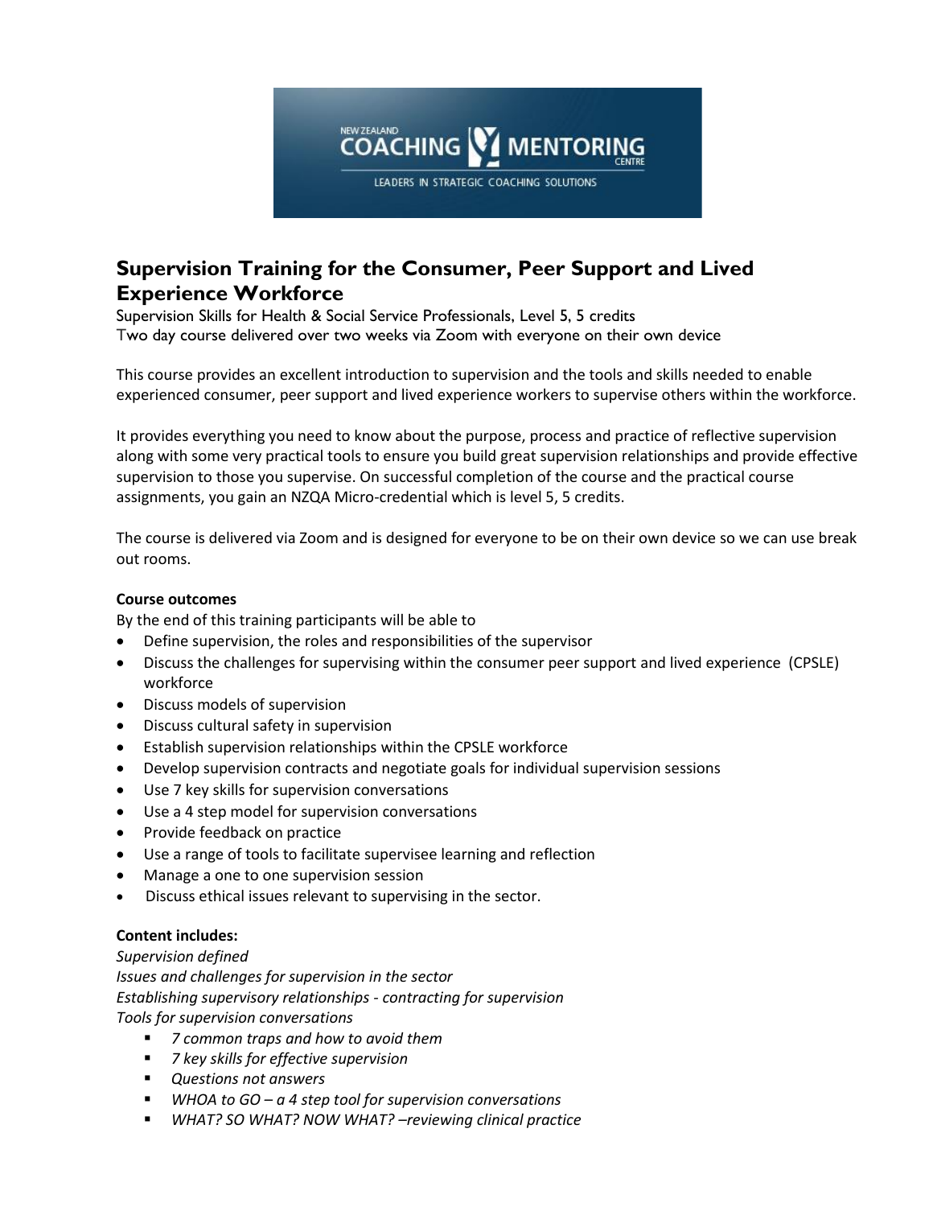NEW ZEALAND COACHING MENTORING CENTRE
LEADERS IN STRATEGIC COACHING SOLUTIONS

# Supervision Training for the Consumer, Peer Support and Lived Experience Workforce

Supervision Skills for Health & Social Service Professionals, Level 5, 5 credits
Two day course delivered over two weeks via Zoom with everyone on their own device

This course provides an excellent introduction to supervision and the tools and skills needed to enable experienced consumer, peer support and lived experience workers to supervise others within the workforce.

It provides everything you need to know about the purpose, process and practice of reflective supervision along with some very practical tools to ensure you build great supervision relationships and provide effective supervision to those you supervise. On successful completion of the course and the practical course assignments, you gain an NZQA Micro-credential which is level 5, 5 credits.

The course is delivered via Zoom and is designed for everyone to be on their own device so we can use break out rooms.

**Course outcomes**

By the end of this training participants will be able to

- Define supervision, the roles and responsibilities of the supervisor
- Discuss the challenges for supervising within the consumer peer support and lived experience (CPSLE) workforce
- Discuss models of supervision
- Discuss cultural safety in supervision
- Establish supervision relationships within the CPSLE workforce
- Develop supervision contracts and negotiate goals for individual supervision sessions
- Use 7 key skills for supervision conversations
- Use a 4 step model for supervision conversations
- Provide feedback on practice
- Use a range of tools to facilitate supervisee learning and reflection
- Manage a one to one supervision session
- Discuss ethical issues relevant to supervising in the sector.

**Content includes:**

*Supervision defined*
*Issues and challenges for supervision in the sector*
*Establishing supervisory relationships - contracting for supervision*
*Tools for supervision conversations*

- *7 common traps and how to avoid them*
- *7 key skills for effective supervision*
- *Questions not answers*
- *WHOA to GO – a 4 step tool for supervision conversations*
- *WHAT? SO WHAT? NOW WHAT? –reviewing clinical practice*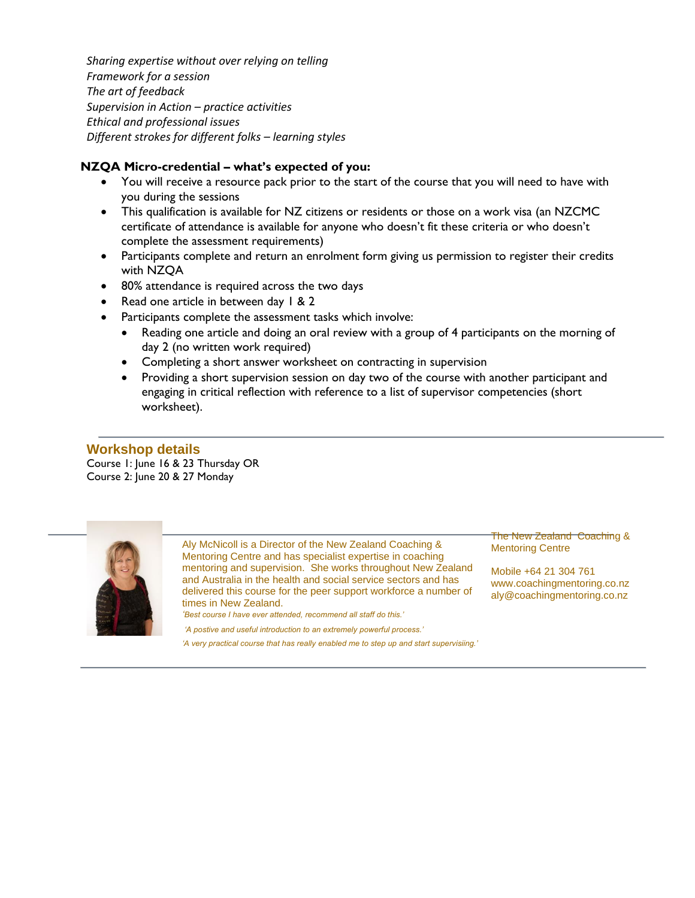*Sharing expertise without over relying on telling*
*Framework for a session*
*The art of feedback*
*Supervision in Action – practice activities*
*Ethical and professional issues*
*Different strokes for different folks – learning styles*

**NZQA Micro-credential – what's expected of you:**

- You will receive a resource pack prior to the start of the course that you will need to have with you during the sessions
- This qualification is available for NZ citizens or residents or those on a work visa (an NZCMC certificate of attendance is available for anyone who doesn't fit these criteria or who doesn't complete the assessment requirements)
- Participants complete and return an enrolment form giving us permission to register their credits with NZQA
- 80% attendance is required across the two days
- Read one article in between day 1 & 2
- Participants complete the assessment tasks which involve:
  - Reading one article and doing an oral review with a group of 4 participants on the morning of day 2 (no written work required)
  - Completing a short answer worksheet on contracting in supervision
  - Providing a short supervision session on day two of the course with another participant and engaging in critical reflection with reference to a list of supervisor competencies (short worksheet).

## Workshop details

Course 1: June 16 & 23 Thursday OR
Course 2: June 20 & 27 Monday

Aly McNicoll is a Director of the New Zealand Coaching & Mentoring Centre and has specialist expertise in coaching mentoring and supervision. She works throughout New Zealand and Australia in the health and social service sectors and has delivered this course for the peer support workforce a number of times in New Zealand.

*'Best course I have ever attended, recommend all staff do this.'*

*'A postive and useful introduction to an extremely powerful process.'*

*'A very practical course that has really enabled me to step up and start supervisiing.'*

The New Zealand Coaching & Mentoring Centre

Mobile +64 21 304 761
www.coachingmentoring.co.nz
aly@coachingmentoring.co.nz